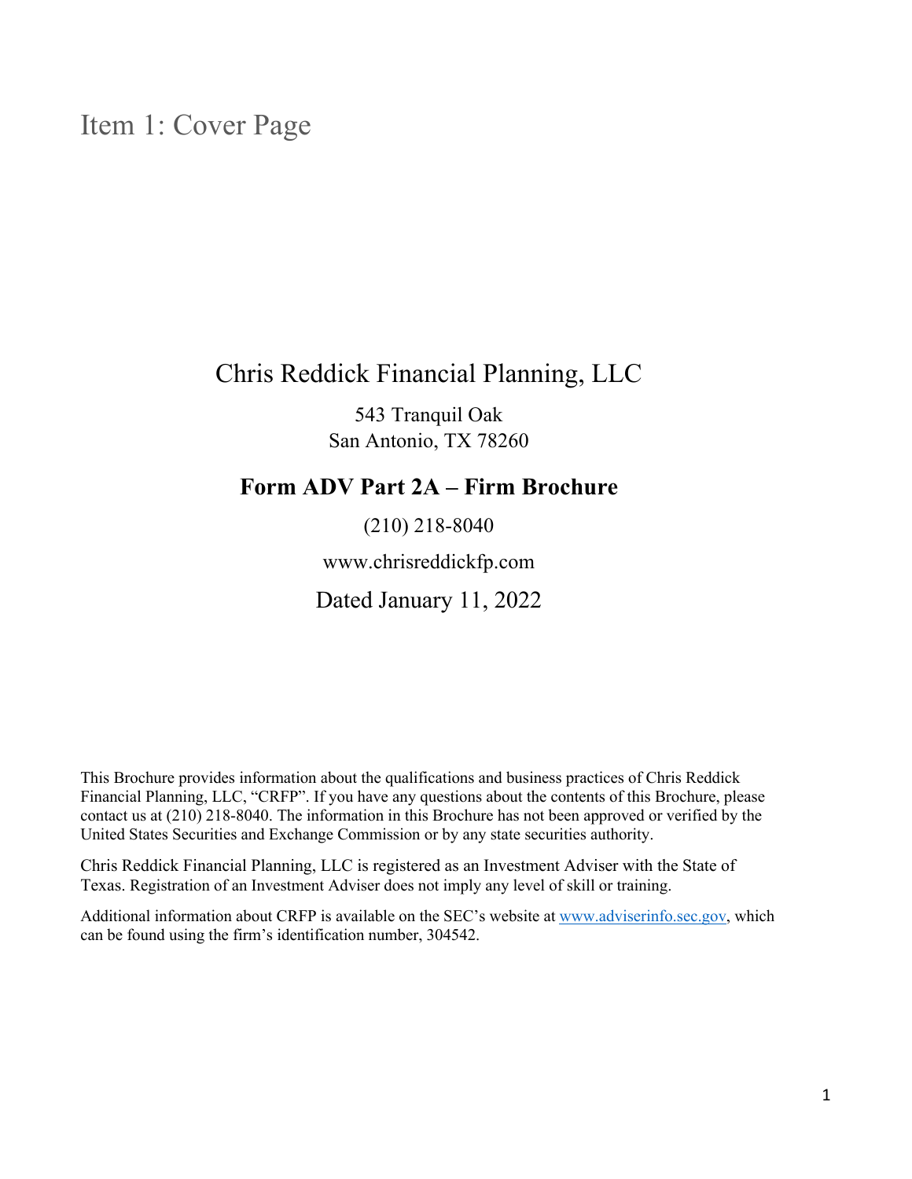# Item 1: Cover Page

## Chris Reddick Financial Planning, LLC

543 Tranquil Oak
San Antonio, TX 78260

### Form ADV Part 2A – Firm Brochure

(210) 218-8040

www.chrisreddickfp.com

Dated January 11, 2022

This Brochure provides information about the qualifications and business practices of Chris Reddick Financial Planning, LLC, "CRFP". If you have any questions about the contents of this Brochure, please contact us at (210) 218-8040. The information in this Brochure has not been approved or verified by the United States Securities and Exchange Commission or by any state securities authority.

Chris Reddick Financial Planning, LLC is registered as an Investment Adviser with the State of Texas. Registration of an Investment Adviser does not imply any level of skill or training.

Additional information about CRFP is available on the SEC's website at www.adviserinfo.sec.gov, which can be found using the firm's identification number, 304542.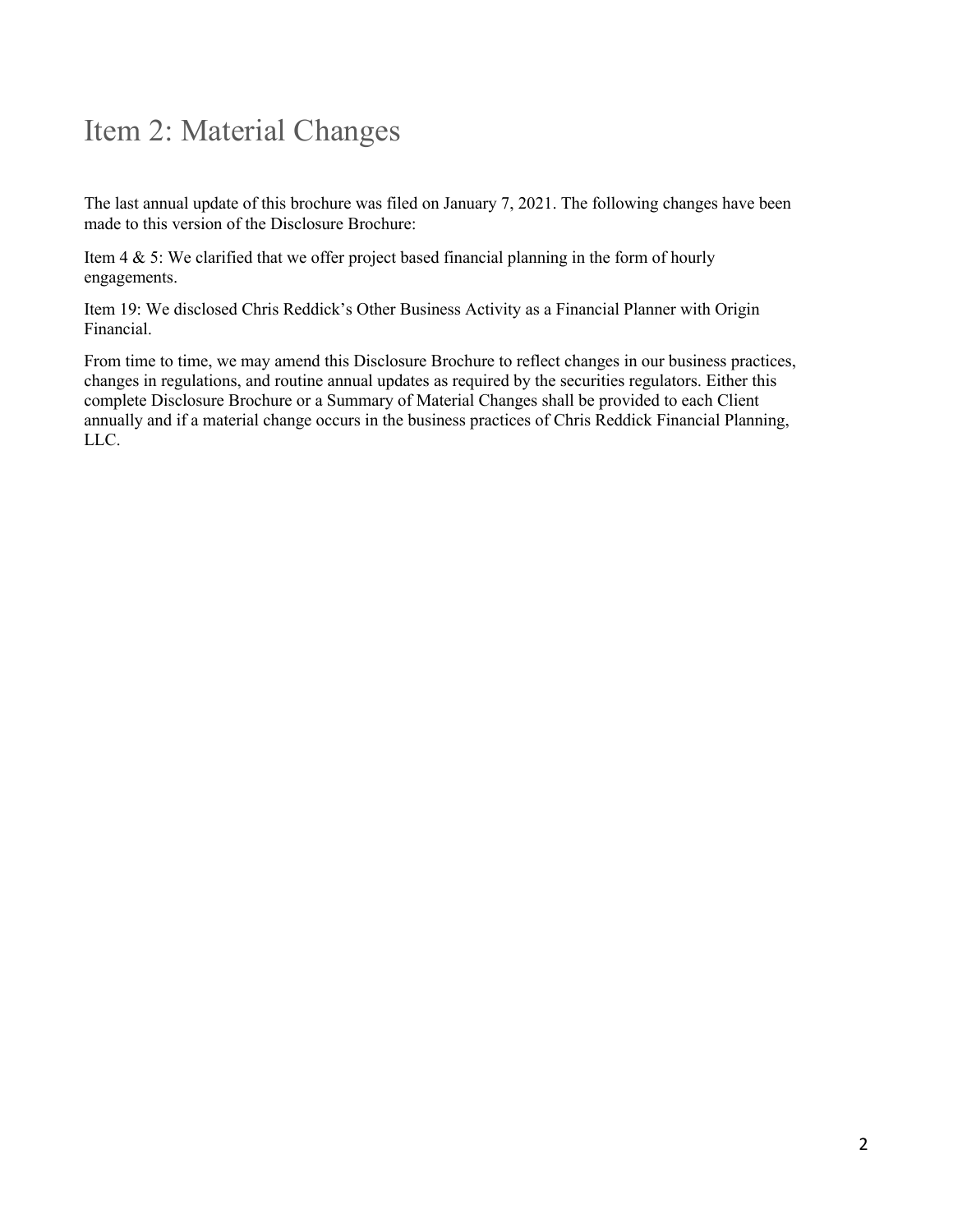# Item 2: Material Changes

The last annual update of this brochure was filed on January 7, 2021. The following changes have been made to this version of the Disclosure Brochure:

Item 4 & 5: We clarified that we offer project based financial planning in the form of hourly engagements.

Item 19: We disclosed Chris Reddick's Other Business Activity as a Financial Planner with Origin Financial.

From time to time, we may amend this Disclosure Brochure to reflect changes in our business practices, changes in regulations, and routine annual updates as required by the securities regulators. Either this complete Disclosure Brochure or a Summary of Material Changes shall be provided to each Client annually and if a material change occurs in the business practices of Chris Reddick Financial Planning, LLC.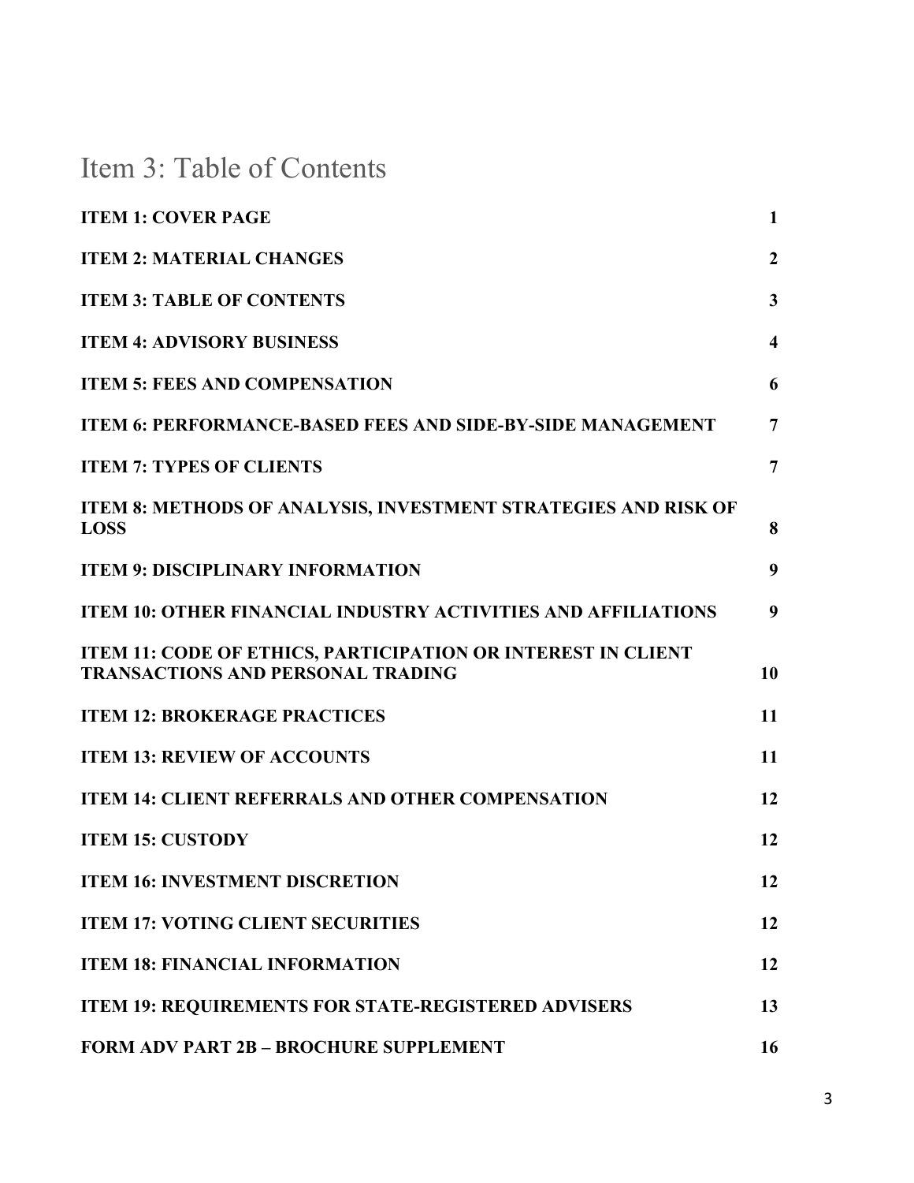# Item 3: Table of Contents

| | |
|---|---|
| **ITEM 1: COVER PAGE** | **1** |
| **ITEM 2: MATERIAL CHANGES** | **2** |
| **ITEM 3: TABLE OF CONTENTS** | **3** |
| **ITEM 4: ADVISORY BUSINESS** | **4** |
| **ITEM 5: FEES AND COMPENSATION** | **6** |
| **ITEM 6: PERFORMANCE-BASED FEES AND SIDE-BY-SIDE MANAGEMENT** | **7** |
| **ITEM 7: TYPES OF CLIENTS** | **7** |
| **ITEM 8: METHODS OF ANALYSIS, INVESTMENT STRATEGIES AND RISK OF LOSS** | **8** |
| **ITEM 9: DISCIPLINARY INFORMATION** | **9** |
| **ITEM 10: OTHER FINANCIAL INDUSTRY ACTIVITIES AND AFFILIATIONS** | **9** |
| **ITEM 11: CODE OF ETHICS, PARTICIPATION OR INTEREST IN CLIENT TRANSACTIONS AND PERSONAL TRADING** | **10** |
| **ITEM 12: BROKERAGE PRACTICES** | **11** |
| **ITEM 13: REVIEW OF ACCOUNTS** | **11** |
| **ITEM 14: CLIENT REFERRALS AND OTHER COMPENSATION** | **12** |
| **ITEM 15: CUSTODY** | **12** |
| **ITEM 16: INVESTMENT DISCRETION** | **12** |
| **ITEM 17: VOTING CLIENT SECURITIES** | **12** |
| **ITEM 18: FINANCIAL INFORMATION** | **12** |
| **ITEM 19: REQUIREMENTS FOR STATE-REGISTERED ADVISERS** | **13** |
| **FORM ADV PART 2B – BROCHURE SUPPLEMENT** | **16** |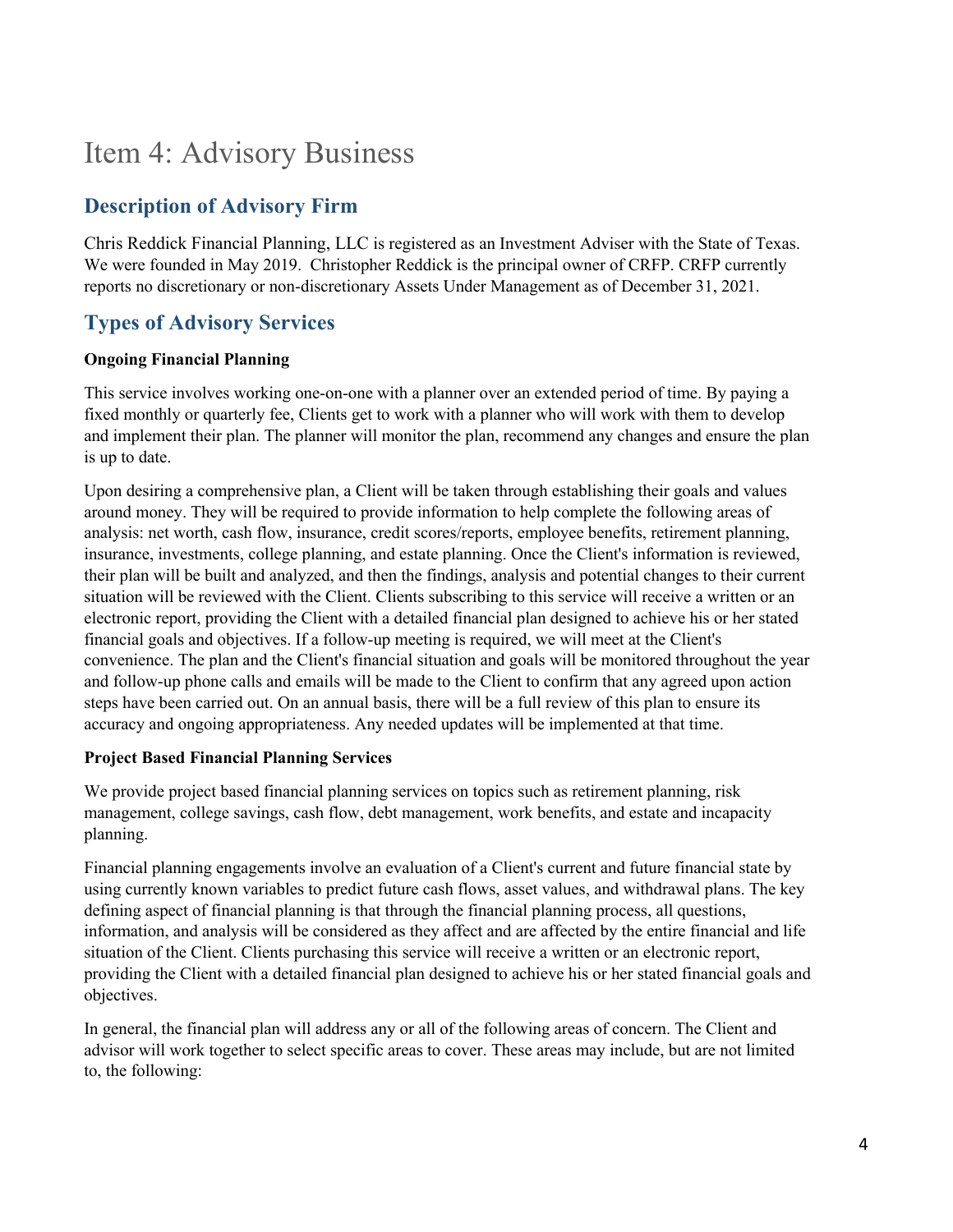# Item 4: Advisory Business

## Description of Advisory Firm

Chris Reddick Financial Planning, LLC is registered as an Investment Adviser with the State of Texas. We were founded in May 2019. Christopher Reddick is the principal owner of CRFP. CRFP currently reports no discretionary or non-discretionary Assets Under Management as of December 31, 2021.

## Types of Advisory Services

**Ongoing Financial Planning**

This service involves working one-on-one with a planner over an extended period of time. By paying a fixed monthly or quarterly fee, Clients get to work with a planner who will work with them to develop and implement their plan. The planner will monitor the plan, recommend any changes and ensure the plan is up to date.

Upon desiring a comprehensive plan, a Client will be taken through establishing their goals and values around money. They will be required to provide information to help complete the following areas of analysis: net worth, cash flow, insurance, credit scores/reports, employee benefits, retirement planning, insurance, investments, college planning, and estate planning. Once the Client's information is reviewed, their plan will be built and analyzed, and then the findings, analysis and potential changes to their current situation will be reviewed with the Client. Clients subscribing to this service will receive a written or an electronic report, providing the Client with a detailed financial plan designed to achieve his or her stated financial goals and objectives. If a follow-up meeting is required, we will meet at the Client's convenience. The plan and the Client's financial situation and goals will be monitored throughout the year and follow-up phone calls and emails will be made to the Client to confirm that any agreed upon action steps have been carried out. On an annual basis, there will be a full review of this plan to ensure its accuracy and ongoing appropriateness. Any needed updates will be implemented at that time.

**Project Based Financial Planning Services**

We provide project based financial planning services on topics such as retirement planning, risk management, college savings, cash flow, debt management, work benefits, and estate and incapacity planning.

Financial planning engagements involve an evaluation of a Client's current and future financial state by using currently known variables to predict future cash flows, asset values, and withdrawal plans. The key defining aspect of financial planning is that through the financial planning process, all questions, information, and analysis will be considered as they affect and are affected by the entire financial and life situation of the Client. Clients purchasing this service will receive a written or an electronic report, providing the Client with a detailed financial plan designed to achieve his or her stated financial goals and objectives.

In general, the financial plan will address any or all of the following areas of concern. The Client and advisor will work together to select specific areas to cover. These areas may include, but are not limited to, the following: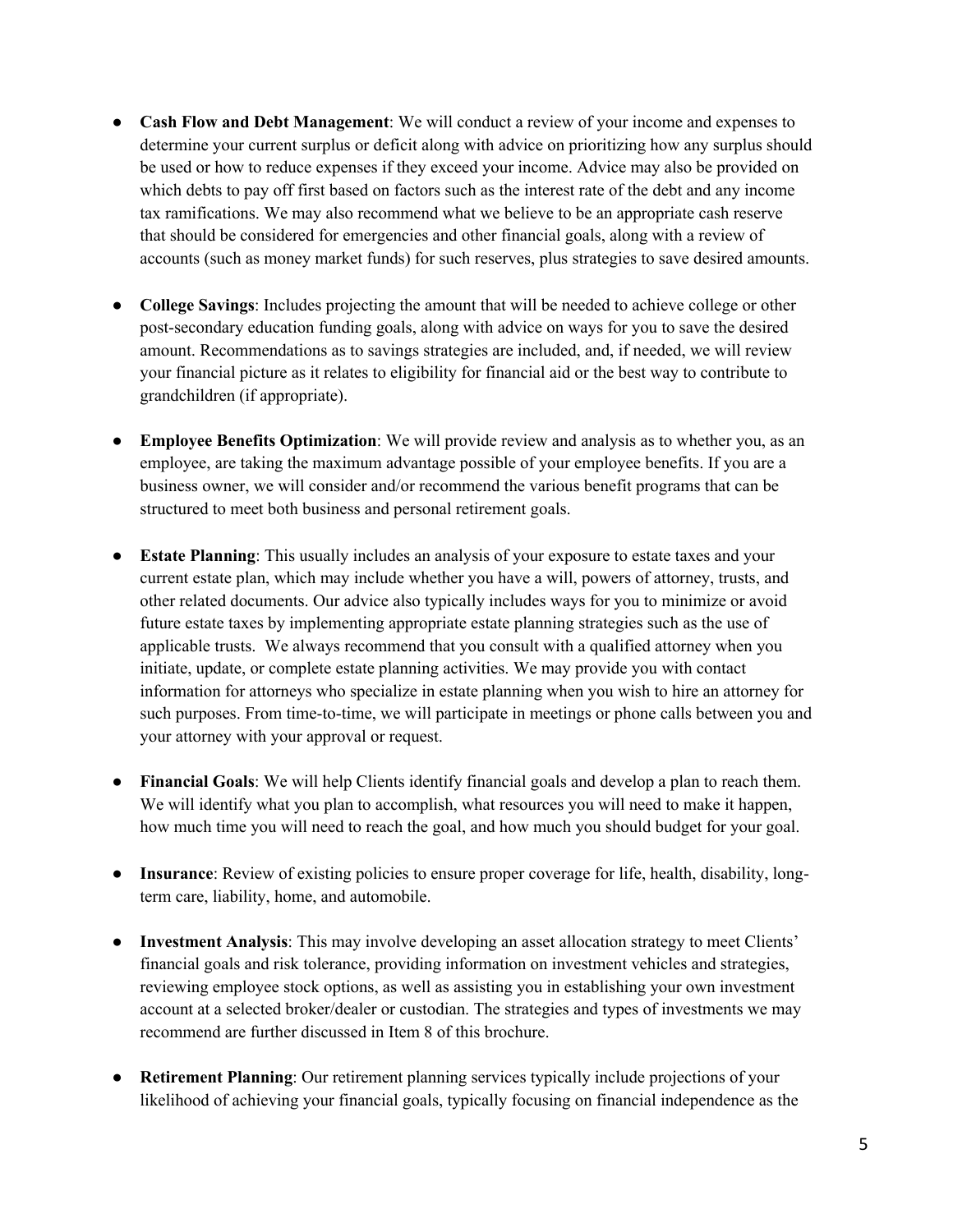- **Cash Flow and Debt Management**: We will conduct a review of your income and expenses to determine your current surplus or deficit along with advice on prioritizing how any surplus should be used or how to reduce expenses if they exceed your income. Advice may also be provided on which debts to pay off first based on factors such as the interest rate of the debt and any income tax ramifications. We may also recommend what we believe to be an appropriate cash reserve that should be considered for emergencies and other financial goals, along with a review of accounts (such as money market funds) for such reserves, plus strategies to save desired amounts.

- **College Savings**: Includes projecting the amount that will be needed to achieve college or other post-secondary education funding goals, along with advice on ways for you to save the desired amount. Recommendations as to savings strategies are included, and, if needed, we will review your financial picture as it relates to eligibility for financial aid or the best way to contribute to grandchildren (if appropriate).

- **Employee Benefits Optimization**: We will provide review and analysis as to whether you, as an employee, are taking the maximum advantage possible of your employee benefits. If you are a business owner, we will consider and/or recommend the various benefit programs that can be structured to meet both business and personal retirement goals.

- **Estate Planning**: This usually includes an analysis of your exposure to estate taxes and your current estate plan, which may include whether you have a will, powers of attorney, trusts, and other related documents. Our advice also typically includes ways for you to minimize or avoid future estate taxes by implementing appropriate estate planning strategies such as the use of applicable trusts. We always recommend that you consult with a qualified attorney when you initiate, update, or complete estate planning activities. We may provide you with contact information for attorneys who specialize in estate planning when you wish to hire an attorney for such purposes. From time-to-time, we will participate in meetings or phone calls between you and your attorney with your approval or request.

- **Financial Goals**: We will help Clients identify financial goals and develop a plan to reach them. We will identify what you plan to accomplish, what resources you will need to make it happen, how much time you will need to reach the goal, and how much you should budget for your goal.

- **Insurance**: Review of existing policies to ensure proper coverage for life, health, disability, long-term care, liability, home, and automobile.

- **Investment Analysis**: This may involve developing an asset allocation strategy to meet Clients' financial goals and risk tolerance, providing information on investment vehicles and strategies, reviewing employee stock options, as well as assisting you in establishing your own investment account at a selected broker/dealer or custodian. The strategies and types of investments we may recommend are further discussed in Item 8 of this brochure.

- **Retirement Planning**: Our retirement planning services typically include projections of your likelihood of achieving your financial goals, typically focusing on financial independence as the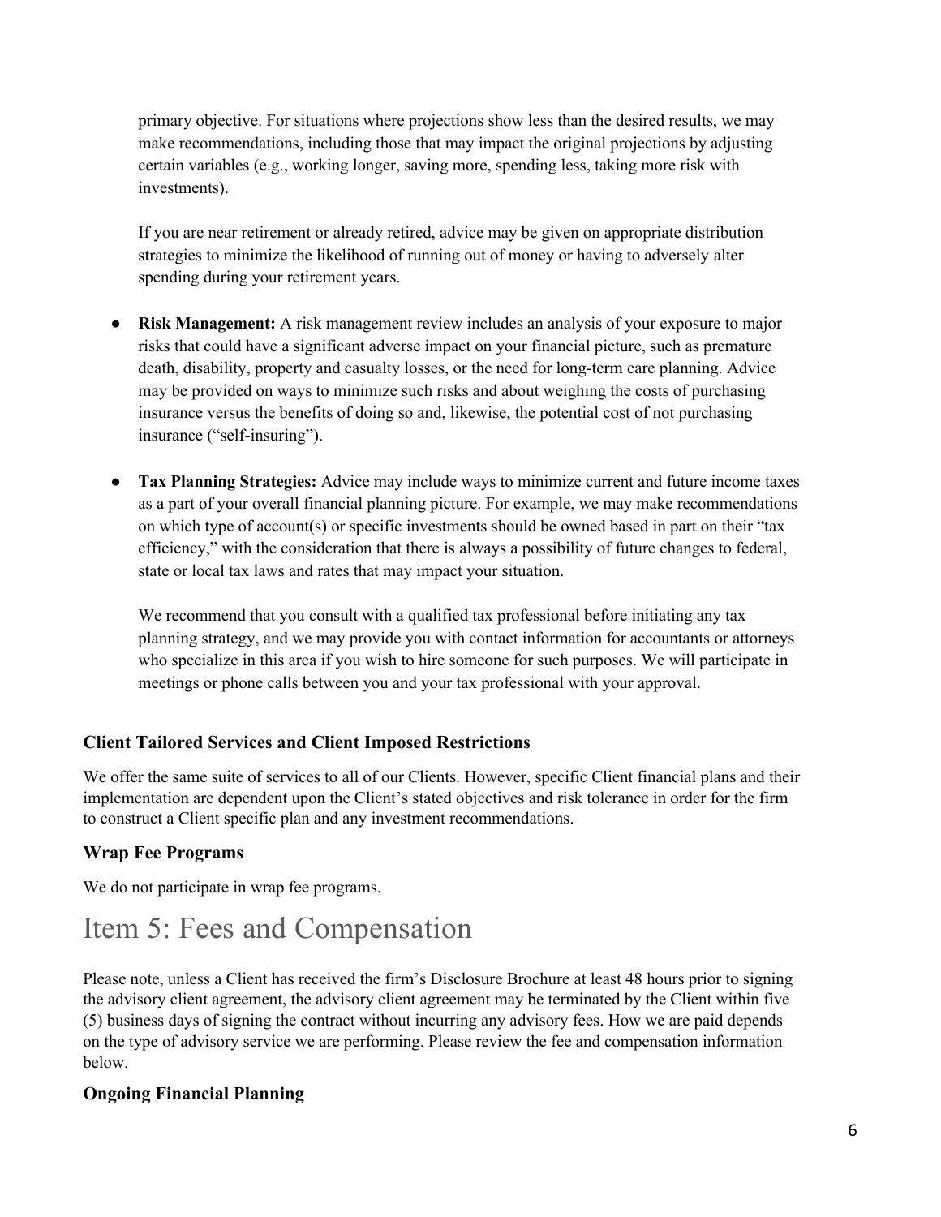primary objective. For situations where projections show less than the desired results, we may make recommendations, including those that may impact the original projections by adjusting certain variables (e.g., working longer, saving more, spending less, taking more risk with investments).

If you are near retirement or already retired, advice may be given on appropriate distribution strategies to minimize the likelihood of running out of money or having to adversely alter spending during your retirement years.

- **Risk Management:** A risk management review includes an analysis of your exposure to major risks that could have a significant adverse impact on your financial picture, such as premature death, disability, property and casualty losses, or the need for long-term care planning. Advice may be provided on ways to minimize such risks and about weighing the costs of purchasing insurance versus the benefits of doing so and, likewise, the potential cost of not purchasing insurance ("self-insuring").

- **Tax Planning Strategies:** Advice may include ways to minimize current and future income taxes as a part of your overall financial planning picture. For example, we may make recommendations on which type of account(s) or specific investments should be owned based in part on their "tax efficiency," with the consideration that there is always a possibility of future changes to federal, state or local tax laws and rates that may impact your situation.

  We recommend that you consult with a qualified tax professional before initiating any tax planning strategy, and we may provide you with contact information for accountants or attorneys who specialize in this area if you wish to hire someone for such purposes. We will participate in meetings or phone calls between you and your tax professional with your approval.

### Client Tailored Services and Client Imposed Restrictions

We offer the same suite of services to all of our Clients. However, specific Client financial plans and their implementation are dependent upon the Client's stated objectives and risk tolerance in order for the firm to construct a Client specific plan and any investment recommendations.

### Wrap Fee Programs

We do not participate in wrap fee programs.

# Item 5: Fees and Compensation

Please note, unless a Client has received the firm's Disclosure Brochure at least 48 hours prior to signing the advisory client agreement, the advisory client agreement may be terminated by the Client within five (5) business days of signing the contract without incurring any advisory fees. How we are paid depends on the type of advisory service we are performing. Please review the fee and compensation information below.

### Ongoing Financial Planning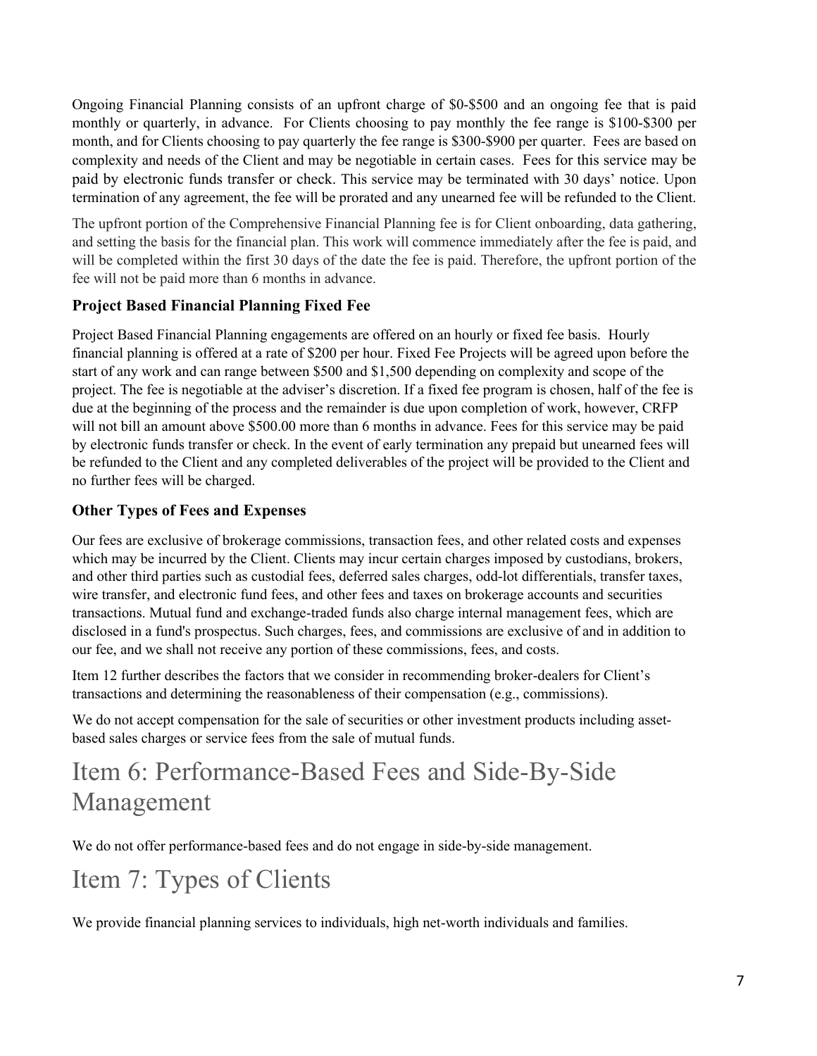Ongoing Financial Planning consists of an upfront charge of $0-$500 and an ongoing fee that is paid monthly or quarterly, in advance. For Clients choosing to pay monthly the fee range is $100-$300 per month, and for Clients choosing to pay quarterly the fee range is $300-$900 per quarter. Fees are based on complexity and needs of the Client and may be negotiable in certain cases. Fees for this service may be paid by electronic funds transfer or check. This service may be terminated with 30 days' notice. Upon termination of any agreement, the fee will be prorated and any unearned fee will be refunded to the Client.

The upfront portion of the Comprehensive Financial Planning fee is for Client onboarding, data gathering, and setting the basis for the financial plan. This work will commence immediately after the fee is paid, and will be completed within the first 30 days of the date the fee is paid. Therefore, the upfront portion of the fee will not be paid more than 6 months in advance.

### Project Based Financial Planning Fixed Fee

Project Based Financial Planning engagements are offered on an hourly or fixed fee basis. Hourly financial planning is offered at a rate of $200 per hour. Fixed Fee Projects will be agreed upon before the start of any work and can range between $500 and $1,500 depending on complexity and scope of the project. The fee is negotiable at the adviser's discretion. If a fixed fee program is chosen, half of the fee is due at the beginning of the process and the remainder is due upon completion of work, however, CRFP will not bill an amount above $500.00 more than 6 months in advance. Fees for this service may be paid by electronic funds transfer or check. In the event of early termination any prepaid but unearned fees will be refunded to the Client and any completed deliverables of the project will be provided to the Client and no further fees will be charged.

### Other Types of Fees and Expenses

Our fees are exclusive of brokerage commissions, transaction fees, and other related costs and expenses which may be incurred by the Client. Clients may incur certain charges imposed by custodians, brokers, and other third parties such as custodial fees, deferred sales charges, odd-lot differentials, transfer taxes, wire transfer, and electronic fund fees, and other fees and taxes on brokerage accounts and securities transactions. Mutual fund and exchange-traded funds also charge internal management fees, which are disclosed in a fund's prospectus. Such charges, fees, and commissions are exclusive of and in addition to our fee, and we shall not receive any portion of these commissions, fees, and costs.

Item 12 further describes the factors that we consider in recommending broker-dealers for Client's transactions and determining the reasonableness of their compensation (e.g., commissions).

We do not accept compensation for the sale of securities or other investment products including asset-based sales charges or service fees from the sale of mutual funds.

# Item 6: Performance-Based Fees and Side-By-Side Management

We do not offer performance-based fees and do not engage in side-by-side management.

# Item 7: Types of Clients

We provide financial planning services to individuals, high net-worth individuals and families.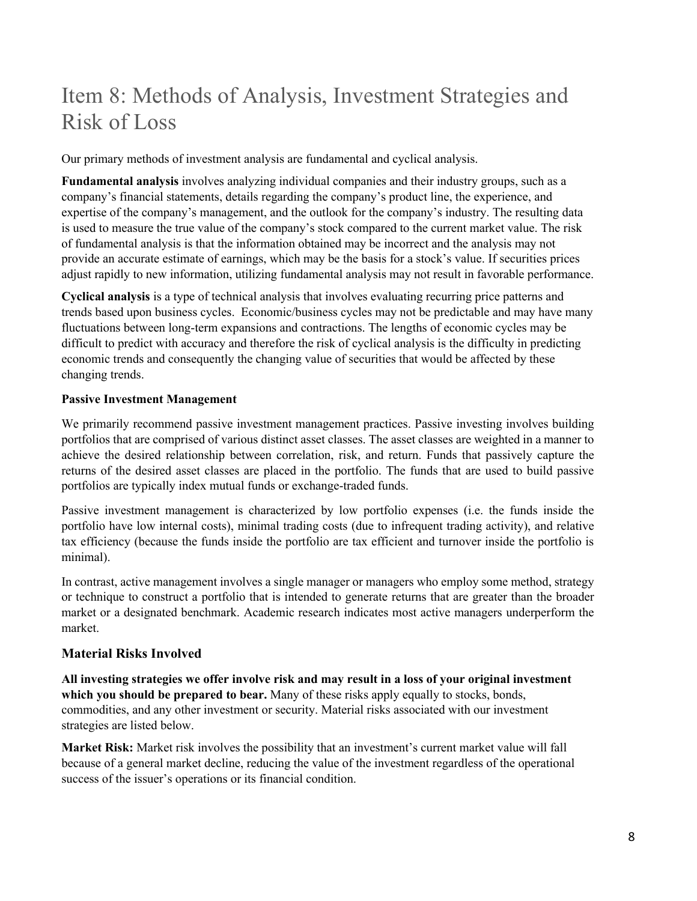# Item 8: Methods of Analysis, Investment Strategies and Risk of Loss

Our primary methods of investment analysis are fundamental and cyclical analysis.

**Fundamental analysis** involves analyzing individual companies and their industry groups, such as a company's financial statements, details regarding the company's product line, the experience, and expertise of the company's management, and the outlook for the company's industry. The resulting data is used to measure the true value of the company's stock compared to the current market value. The risk of fundamental analysis is that the information obtained may be incorrect and the analysis may not provide an accurate estimate of earnings, which may be the basis for a stock's value. If securities prices adjust rapidly to new information, utilizing fundamental analysis may not result in favorable performance.

**Cyclical analysis** is a type of technical analysis that involves evaluating recurring price patterns and trends based upon business cycles. Economic/business cycles may not be predictable and may have many fluctuations between long-term expansions and contractions. The lengths of economic cycles may be difficult to predict with accuracy and therefore the risk of cyclical analysis is the difficulty in predicting economic trends and consequently the changing value of securities that would be affected by these changing trends.

**Passive Investment Management**

We primarily recommend passive investment management practices. Passive investing involves building portfolios that are comprised of various distinct asset classes. The asset classes are weighted in a manner to achieve the desired relationship between correlation, risk, and return. Funds that passively capture the returns of the desired asset classes are placed in the portfolio. The funds that are used to build passive portfolios are typically index mutual funds or exchange-traded funds.

Passive investment management is characterized by low portfolio expenses (i.e. the funds inside the portfolio have low internal costs), minimal trading costs (due to infrequent trading activity), and relative tax efficiency (because the funds inside the portfolio are tax efficient and turnover inside the portfolio is minimal).

In contrast, active management involves a single manager or managers who employ some method, strategy or technique to construct a portfolio that is intended to generate returns that are greater than the broader market or a designated benchmark. Academic research indicates most active managers underperform the market.

### Material Risks Involved

**All investing strategies we offer involve risk and may result in a loss of your original investment which you should be prepared to bear.** Many of these risks apply equally to stocks, bonds, commodities, and any other investment or security. Material risks associated with our investment strategies are listed below.

**Market Risk:** Market risk involves the possibility that an investment's current market value will fall because of a general market decline, reducing the value of the investment regardless of the operational success of the issuer's operations or its financial condition.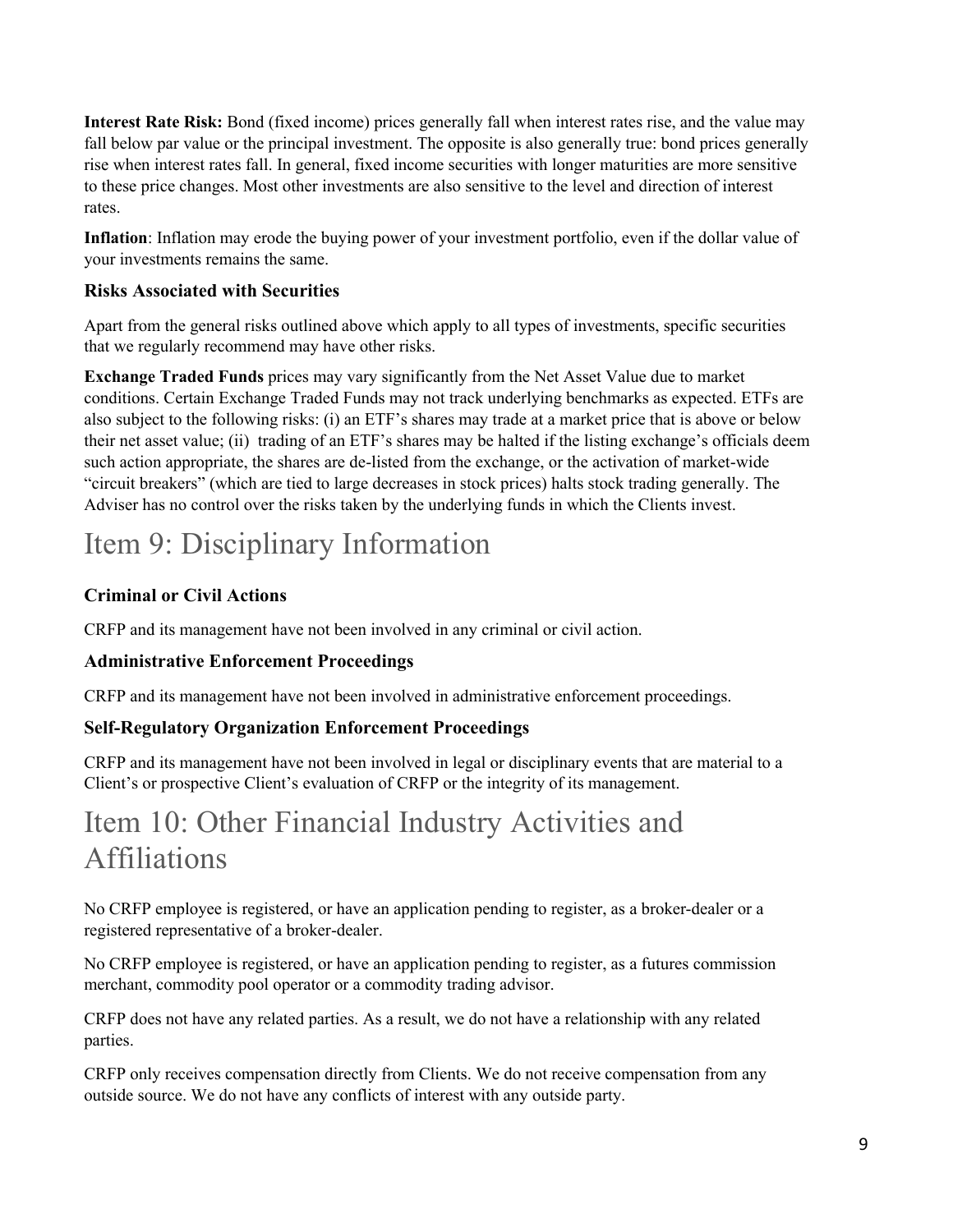**Interest Rate Risk:** Bond (fixed income) prices generally fall when interest rates rise, and the value may fall below par value or the principal investment. The opposite is also generally true: bond prices generally rise when interest rates fall. In general, fixed income securities with longer maturities are more sensitive to these price changes. Most other investments are also sensitive to the level and direction of interest rates.

**Inflation**: Inflation may erode the buying power of your investment portfolio, even if the dollar value of your investments remains the same.

### Risks Associated with Securities

Apart from the general risks outlined above which apply to all types of investments, specific securities that we regularly recommend may have other risks.

**Exchange Traded Funds** prices may vary significantly from the Net Asset Value due to market conditions. Certain Exchange Traded Funds may not track underlying benchmarks as expected. ETFs are also subject to the following risks: (i) an ETF's shares may trade at a market price that is above or below their net asset value; (ii) trading of an ETF's shares may be halted if the listing exchange's officials deem such action appropriate, the shares are de-listed from the exchange, or the activation of market-wide "circuit breakers" (which are tied to large decreases in stock prices) halts stock trading generally. The Adviser has no control over the risks taken by the underlying funds in which the Clients invest.

# Item 9: Disciplinary Information

### Criminal or Civil Actions

CRFP and its management have not been involved in any criminal or civil action.

### Administrative Enforcement Proceedings

CRFP and its management have not been involved in administrative enforcement proceedings.

### Self-Regulatory Organization Enforcement Proceedings

CRFP and its management have not been involved in legal or disciplinary events that are material to a Client's or prospective Client's evaluation of CRFP or the integrity of its management.

# Item 10: Other Financial Industry Activities and Affiliations

No CRFP employee is registered, or have an application pending to register, as a broker-dealer or a registered representative of a broker-dealer.

No CRFP employee is registered, or have an application pending to register, as a futures commission merchant, commodity pool operator or a commodity trading advisor.

CRFP does not have any related parties. As a result, we do not have a relationship with any related parties.

CRFP only receives compensation directly from Clients. We do not receive compensation from any outside source. We do not have any conflicts of interest with any outside party.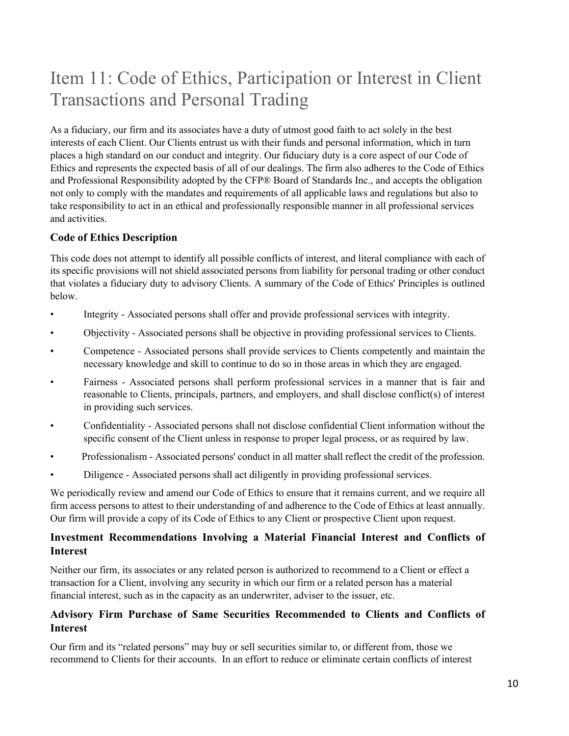# Item 11: Code of Ethics, Participation or Interest in Client Transactions and Personal Trading

As a fiduciary, our firm and its associates have a duty of utmost good faith to act solely in the best interests of each Client. Our Clients entrust us with their funds and personal information, which in turn places a high standard on our conduct and integrity. Our fiduciary duty is a core aspect of our Code of Ethics and represents the expected basis of all of our dealings. The firm also adheres to the Code of Ethics and Professional Responsibility adopted by the CFP® Board of Standards Inc., and accepts the obligation not only to comply with the mandates and requirements of all applicable laws and regulations but also to take responsibility to act in an ethical and professionally responsible manner in all professional services and activities.

### Code of Ethics Description

This code does not attempt to identify all possible conflicts of interest, and literal compliance with each of its specific provisions will not shield associated persons from liability for personal trading or other conduct that violates a fiduciary duty to advisory Clients. A summary of the Code of Ethics' Principles is outlined below.

- Integrity - Associated persons shall offer and provide professional services with integrity.
- Objectivity - Associated persons shall be objective in providing professional services to Clients.
- Competence - Associated persons shall provide services to Clients competently and maintain the necessary knowledge and skill to continue to do so in those areas in which they are engaged.
- Fairness - Associated persons shall perform professional services in a manner that is fair and reasonable to Clients, principals, partners, and employers, and shall disclose conflict(s) of interest in providing such services.
- Confidentiality - Associated persons shall not disclose confidential Client information without the specific consent of the Client unless in response to proper legal process, or as required by law.
- Professionalism - Associated persons' conduct in all matter shall reflect the credit of the profession.
- Diligence - Associated persons shall act diligently in providing professional services.

We periodically review and amend our Code of Ethics to ensure that it remains current, and we require all firm access persons to attest to their understanding of and adherence to the Code of Ethics at least annually. Our firm will provide a copy of its Code of Ethics to any Client or prospective Client upon request.

### Investment Recommendations Involving a Material Financial Interest and Conflicts of Interest

Neither our firm, its associates or any related person is authorized to recommend to a Client or effect a transaction for a Client, involving any security in which our firm or a related person has a material financial interest, such as in the capacity as an underwriter, adviser to the issuer, etc.

### Advisory Firm Purchase of Same Securities Recommended to Clients and Conflicts of Interest

Our firm and its "related persons" may buy or sell securities similar to, or different from, those we recommend to Clients for their accounts. In an effort to reduce or eliminate certain conflicts of interest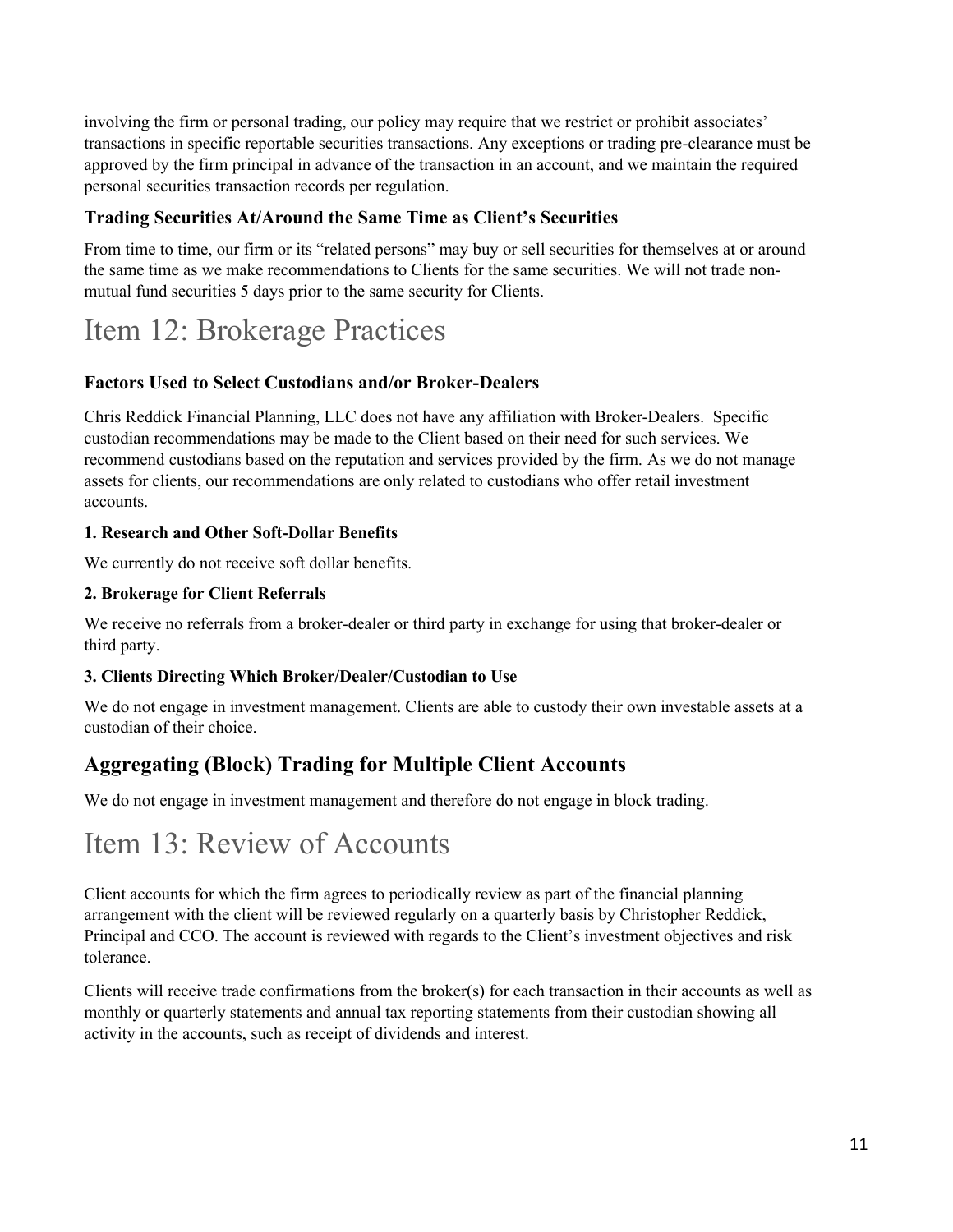involving the firm or personal trading, our policy may require that we restrict or prohibit associates' transactions in specific reportable securities transactions. Any exceptions or trading pre-clearance must be approved by the firm principal in advance of the transaction in an account, and we maintain the required personal securities transaction records per regulation.

### Trading Securities At/Around the Same Time as Client's Securities

From time to time, our firm or its "related persons" may buy or sell securities for themselves at or around the same time as we make recommendations to Clients for the same securities. We will not trade non-mutual fund securities 5 days prior to the same security for Clients.

# Item 12: Brokerage Practices

### Factors Used to Select Custodians and/or Broker-Dealers

Chris Reddick Financial Planning, LLC does not have any affiliation with Broker-Dealers. Specific custodian recommendations may be made to the Client based on their need for such services. We recommend custodians based on the reputation and services provided by the firm. As we do not manage assets for clients, our recommendations are only related to custodians who offer retail investment accounts.

#### 1. Research and Other Soft-Dollar Benefits

We currently do not receive soft dollar benefits.

#### 2. Brokerage for Client Referrals

We receive no referrals from a broker-dealer or third party in exchange for using that broker-dealer or third party.

#### 3. Clients Directing Which Broker/Dealer/Custodian to Use

We do not engage in investment management. Clients are able to custody their own investable assets at a custodian of their choice.

## Aggregating (Block) Trading for Multiple Client Accounts

We do not engage in investment management and therefore do not engage in block trading.

# Item 13: Review of Accounts

Client accounts for which the firm agrees to periodically review as part of the financial planning arrangement with the client will be reviewed regularly on a quarterly basis by Christopher Reddick, Principal and CCO. The account is reviewed with regards to the Client's investment objectives and risk tolerance.

Clients will receive trade confirmations from the broker(s) for each transaction in their accounts as well as monthly or quarterly statements and annual tax reporting statements from their custodian showing all activity in the accounts, such as receipt of dividends and interest.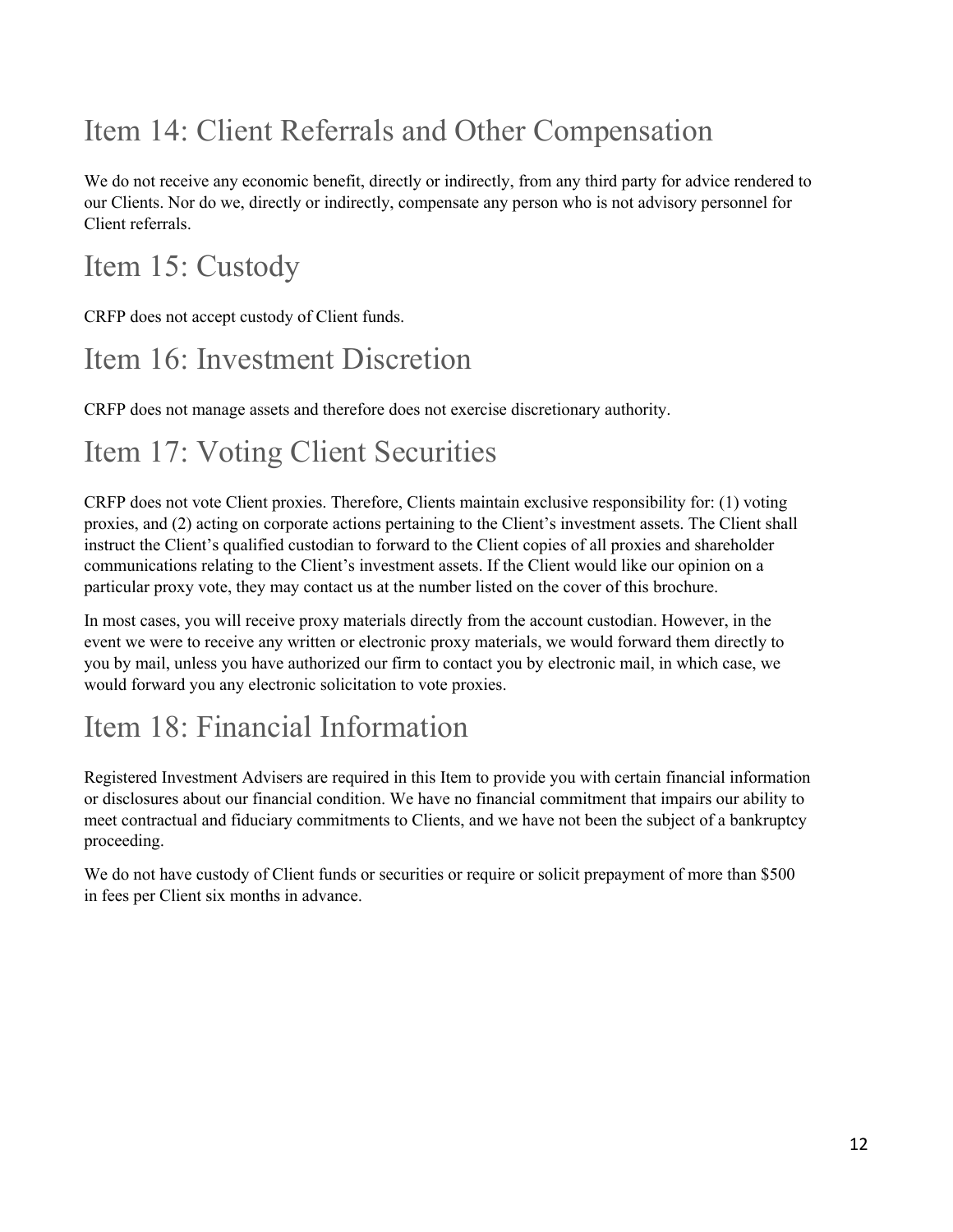# Item 14: Client Referrals and Other Compensation

We do not receive any economic benefit, directly or indirectly, from any third party for advice rendered to our Clients. Nor do we, directly or indirectly, compensate any person who is not advisory personnel for Client referrals.

# Item 15: Custody

CRFP does not accept custody of Client funds.

# Item 16: Investment Discretion

CRFP does not manage assets and therefore does not exercise discretionary authority.

# Item 17: Voting Client Securities

CRFP does not vote Client proxies. Therefore, Clients maintain exclusive responsibility for: (1) voting proxies, and (2) acting on corporate actions pertaining to the Client's investment assets. The Client shall instruct the Client's qualified custodian to forward to the Client copies of all proxies and shareholder communications relating to the Client's investment assets. If the Client would like our opinion on a particular proxy vote, they may contact us at the number listed on the cover of this brochure.

In most cases, you will receive proxy materials directly from the account custodian. However, in the event we were to receive any written or electronic proxy materials, we would forward them directly to you by mail, unless you have authorized our firm to contact you by electronic mail, in which case, we would forward you any electronic solicitation to vote proxies.

# Item 18: Financial Information

Registered Investment Advisers are required in this Item to provide you with certain financial information or disclosures about our financial condition. We have no financial commitment that impairs our ability to meet contractual and fiduciary commitments to Clients, and we have not been the subject of a bankruptcy proceeding.

We do not have custody of Client funds or securities or require or solicit prepayment of more than $500 in fees per Client six months in advance.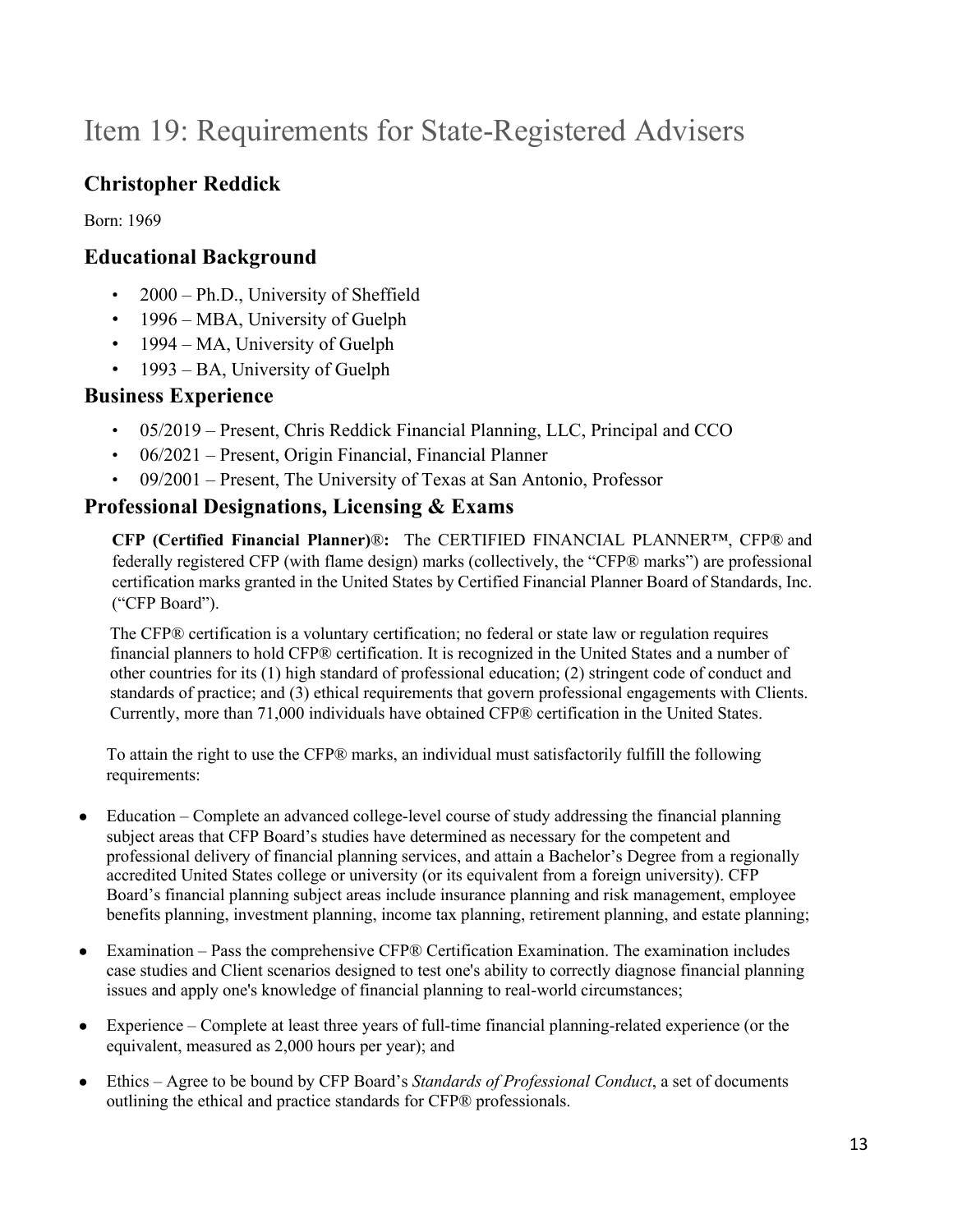# Item 19: Requirements for State-Registered Advisers

## Christopher Reddick

Born: 1969

## Educational Background

- 2000 – Ph.D., University of Sheffield
- 1996 – MBA, University of Guelph
- 1994 – MA, University of Guelph
- 1993 – BA, University of Guelph

## Business Experience

- 05/2019 – Present, Chris Reddick Financial Planning, LLC, Principal and CCO
- 06/2021 – Present, Origin Financial, Financial Planner
- 09/2001 – Present, The University of Texas at San Antonio, Professor

## Professional Designations, Licensing & Exams

**CFP (Certified Financial Planner)®:** The CERTIFIED FINANCIAL PLANNER™, CFP® and federally registered CFP (with flame design) marks (collectively, the "CFP® marks") are professional certification marks granted in the United States by Certified Financial Planner Board of Standards, Inc. ("CFP Board").

The CFP® certification is a voluntary certification; no federal or state law or regulation requires financial planners to hold CFP® certification. It is recognized in the United States and a number of other countries for its (1) high standard of professional education; (2) stringent code of conduct and standards of practice; and (3) ethical requirements that govern professional engagements with Clients. Currently, more than 71,000 individuals have obtained CFP® certification in the United States.

To attain the right to use the CFP® marks, an individual must satisfactorily fulfill the following requirements:

- Education – Complete an advanced college-level course of study addressing the financial planning subject areas that CFP Board's studies have determined as necessary for the competent and professional delivery of financial planning services, and attain a Bachelor's Degree from a regionally accredited United States college or university (or its equivalent from a foreign university). CFP Board's financial planning subject areas include insurance planning and risk management, employee benefits planning, investment planning, income tax planning, retirement planning, and estate planning;
- Examination – Pass the comprehensive CFP® Certification Examination. The examination includes case studies and Client scenarios designed to test one's ability to correctly diagnose financial planning issues and apply one's knowledge of financial planning to real-world circumstances;
- Experience – Complete at least three years of full-time financial planning-related experience (or the equivalent, measured as 2,000 hours per year); and
- Ethics – Agree to be bound by CFP Board's *Standards of Professional Conduct*, a set of documents outlining the ethical and practice standards for CFP® professionals.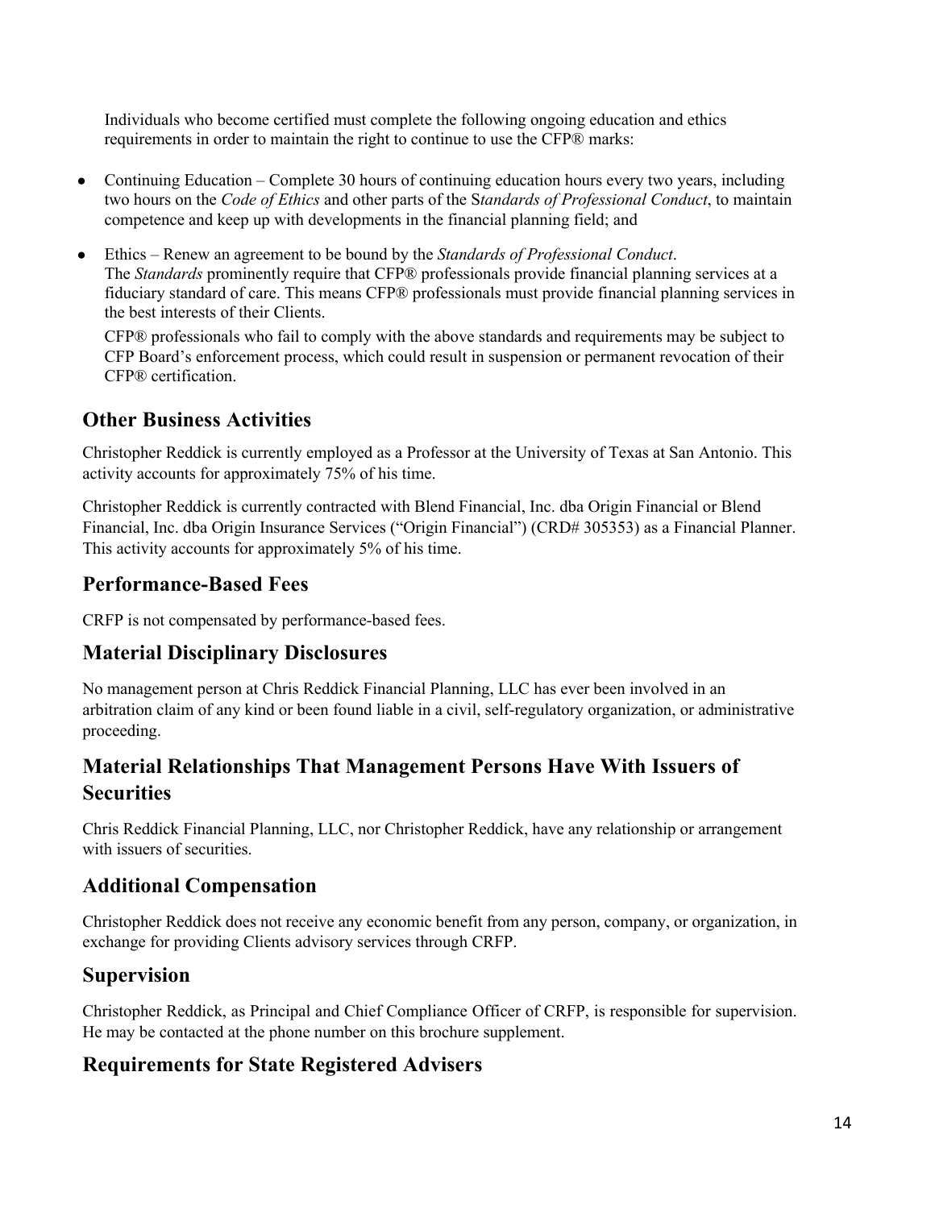Individuals who become certified must complete the following ongoing education and ethics requirements in order to maintain the right to continue to use the CFP® marks:

- Continuing Education – Complete 30 hours of continuing education hours every two years, including two hours on the *Code of Ethics* and other parts of the S*tandards of Professional Conduct*, to maintain competence and keep up with developments in the financial planning field; and
- Ethics – Renew an agreement to be bound by the *Standards of Professional Conduct*. The *Standards* prominently require that CFP® professionals provide financial planning services at a fiduciary standard of care. This means CFP® professionals must provide financial planning services in the best interests of their Clients.

  CFP® professionals who fail to comply with the above standards and requirements may be subject to CFP Board's enforcement process, which could result in suspension or permanent revocation of their CFP® certification.

## Other Business Activities

Christopher Reddick is currently employed as a Professor at the University of Texas at San Antonio. This activity accounts for approximately 75% of his time.

Christopher Reddick is currently contracted with Blend Financial, Inc. dba Origin Financial or Blend Financial, Inc. dba Origin Insurance Services ("Origin Financial") (CRD# 305353) as a Financial Planner. This activity accounts for approximately 5% of his time.

## Performance-Based Fees

CRFP is not compensated by performance-based fees.

## Material Disciplinary Disclosures

No management person at Chris Reddick Financial Planning, LLC has ever been involved in an arbitration claim of any kind or been found liable in a civil, self-regulatory organization, or administrative proceeding.

## Material Relationships That Management Persons Have With Issuers of Securities

Chris Reddick Financial Planning, LLC, nor Christopher Reddick, have any relationship or arrangement with issuers of securities.

## Additional Compensation

Christopher Reddick does not receive any economic benefit from any person, company, or organization, in exchange for providing Clients advisory services through CRFP.

## Supervision

Christopher Reddick, as Principal and Chief Compliance Officer of CRFP, is responsible for supervision. He may be contacted at the phone number on this brochure supplement.

## Requirements for State Registered Advisers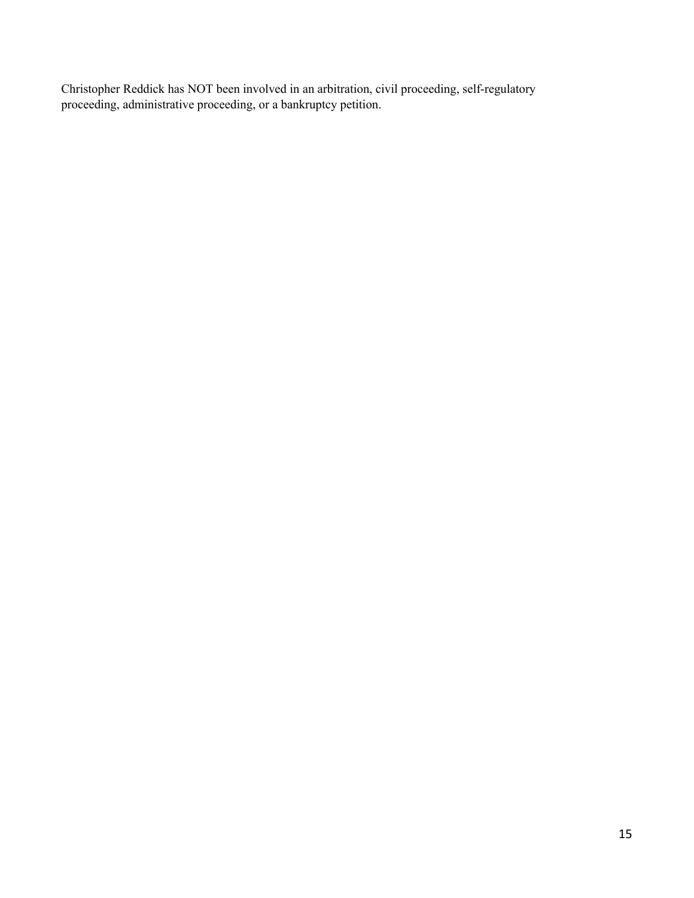Christopher Reddick has NOT been involved in an arbitration, civil proceeding, self-regulatory proceeding, administrative proceeding, or a bankruptcy petition.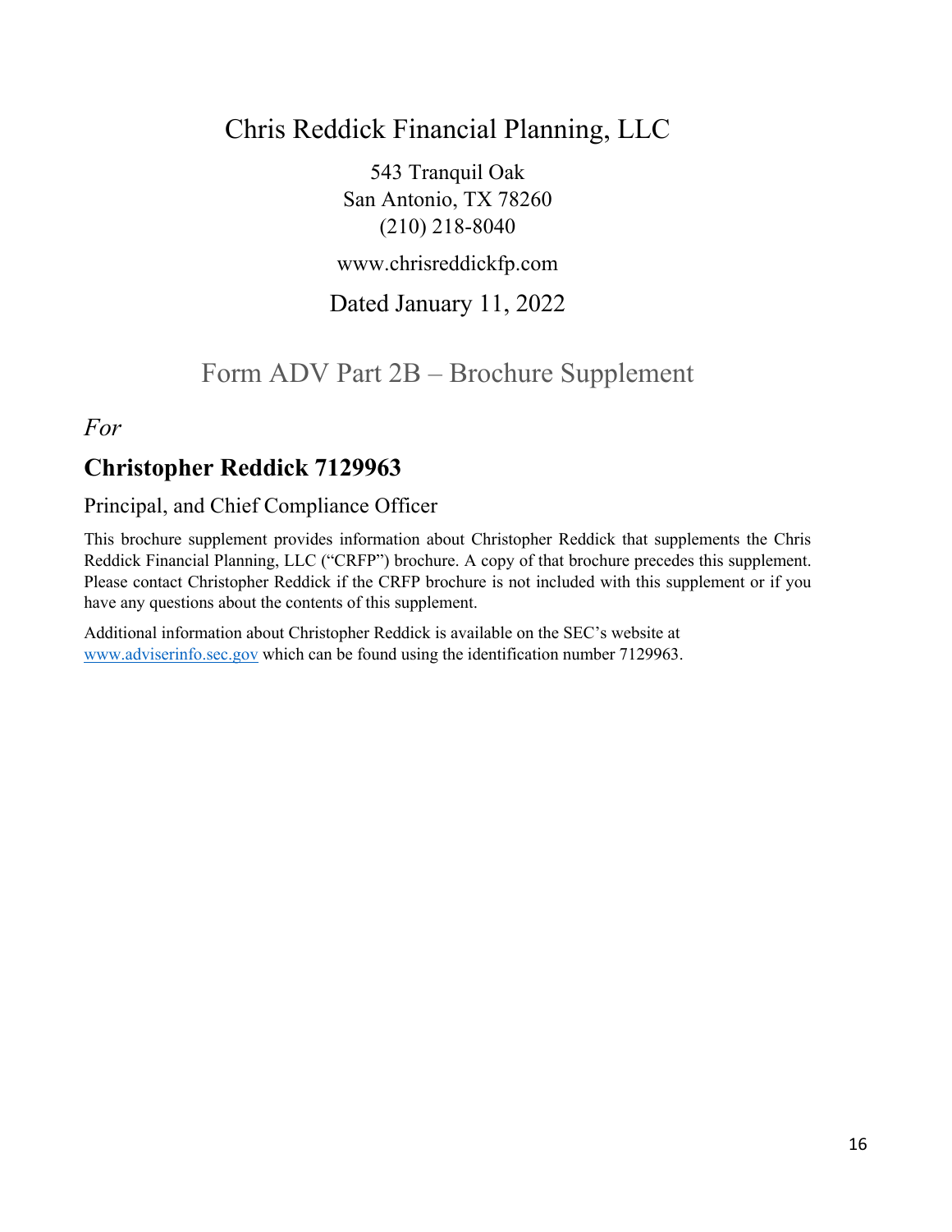# Chris Reddick Financial Planning, LLC

543 Tranquil Oak
San Antonio, TX 78260
(210) 218-8040

www.chrisreddickfp.com

Dated January 11, 2022

## Form ADV Part 2B – Brochure Supplement

*For*

## Christopher Reddick 7129963

Principal, and Chief Compliance Officer

This brochure supplement provides information about Christopher Reddick that supplements the Chris Reddick Financial Planning, LLC ("CRFP") brochure. A copy of that brochure precedes this supplement. Please contact Christopher Reddick if the CRFP brochure is not included with this supplement or if you have any questions about the contents of this supplement.

Additional information about Christopher Reddick is available on the SEC's website at www.adviserinfo.sec.gov which can be found using the identification number 7129963.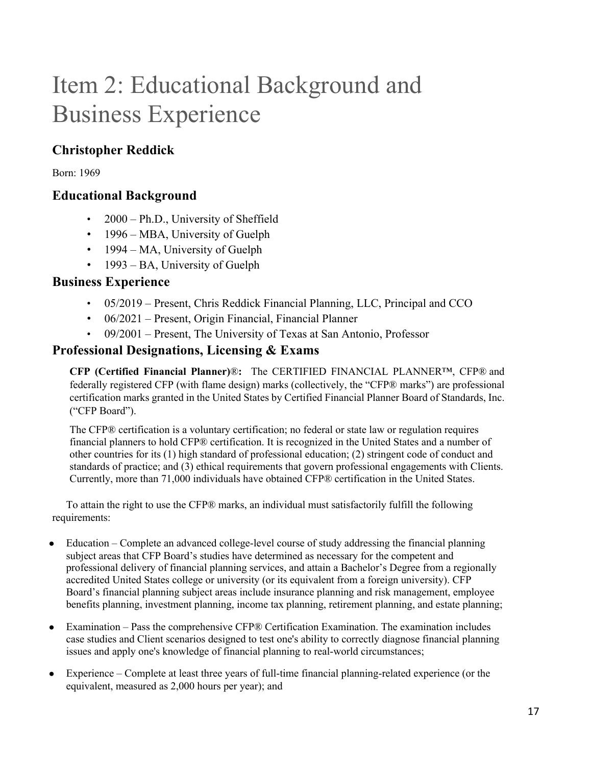# Item 2: Educational Background and Business Experience

## Christopher Reddick

Born: 1969

## Educational Background

- 2000 – Ph.D., University of Sheffield
- 1996 – MBA, University of Guelph
- 1994 – MA, University of Guelph
- 1993 – BA, University of Guelph

## Business Experience

- 05/2019 – Present, Chris Reddick Financial Planning, LLC, Principal and CCO
- 06/2021 – Present, Origin Financial, Financial Planner
- 09/2001 – Present, The University of Texas at San Antonio, Professor

## Professional Designations, Licensing & Exams

**CFP (Certified Financial Planner)®:** The CERTIFIED FINANCIAL PLANNER™, CFP® and federally registered CFP (with flame design) marks (collectively, the "CFP® marks") are professional certification marks granted in the United States by Certified Financial Planner Board of Standards, Inc. ("CFP Board").

The CFP® certification is a voluntary certification; no federal or state law or regulation requires financial planners to hold CFP® certification. It is recognized in the United States and a number of other countries for its (1) high standard of professional education; (2) stringent code of conduct and standards of practice; and (3) ethical requirements that govern professional engagements with Clients. Currently, more than 71,000 individuals have obtained CFP® certification in the United States.

To attain the right to use the CFP® marks, an individual must satisfactorily fulfill the following requirements:

- Education – Complete an advanced college-level course of study addressing the financial planning subject areas that CFP Board's studies have determined as necessary for the competent and professional delivery of financial planning services, and attain a Bachelor's Degree from a regionally accredited United States college or university (or its equivalent from a foreign university). CFP Board's financial planning subject areas include insurance planning and risk management, employee benefits planning, investment planning, income tax planning, retirement planning, and estate planning;
- Examination – Pass the comprehensive CFP® Certification Examination. The examination includes case studies and Client scenarios designed to test one's ability to correctly diagnose financial planning issues and apply one's knowledge of financial planning to real-world circumstances;
- Experience – Complete at least three years of full-time financial planning-related experience (or the equivalent, measured as 2,000 hours per year); and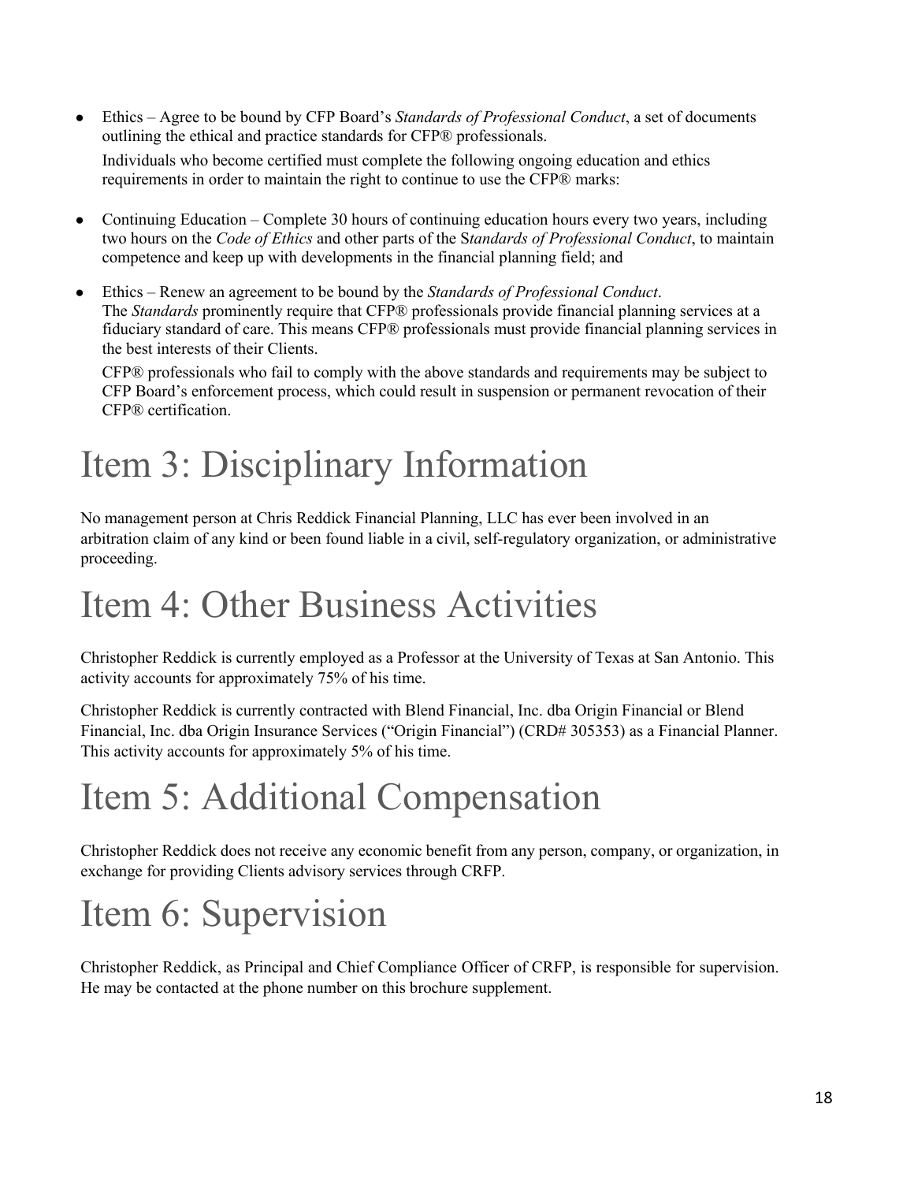- Ethics – Agree to be bound by CFP Board's *Standards of Professional Conduct*, a set of documents outlining the ethical and practice standards for CFP® professionals.

  Individuals who become certified must complete the following ongoing education and ethics requirements in order to maintain the right to continue to use the CFP® marks:

- Continuing Education – Complete 30 hours of continuing education hours every two years, including two hours on the *Code of Ethics* and other parts of the S*tandards of Professional Conduct*, to maintain competence and keep up with developments in the financial planning field; and

- Ethics – Renew an agreement to be bound by the *Standards of Professional Conduct*.
  The *Standards* prominently require that CFP® professionals provide financial planning services at a fiduciary standard of care. This means CFP® professionals must provide financial planning services in the best interests of their Clients.

  CFP® professionals who fail to comply with the above standards and requirements may be subject to CFP Board's enforcement process, which could result in suspension or permanent revocation of their CFP® certification.

# Item 3: Disciplinary Information

No management person at Chris Reddick Financial Planning, LLC has ever been involved in an arbitration claim of any kind or been found liable in a civil, self-regulatory organization, or administrative proceeding.

# Item 4: Other Business Activities

Christopher Reddick is currently employed as a Professor at the University of Texas at San Antonio. This activity accounts for approximately 75% of his time.

Christopher Reddick is currently contracted with Blend Financial, Inc. dba Origin Financial or Blend Financial, Inc. dba Origin Insurance Services ("Origin Financial") (CRD# 305353) as a Financial Planner. This activity accounts for approximately 5% of his time.

# Item 5: Additional Compensation

Christopher Reddick does not receive any economic benefit from any person, company, or organization, in exchange for providing Clients advisory services through CRFP.

# Item 6: Supervision

Christopher Reddick, as Principal and Chief Compliance Officer of CRFP, is responsible for supervision. He may be contacted at the phone number on this brochure supplement.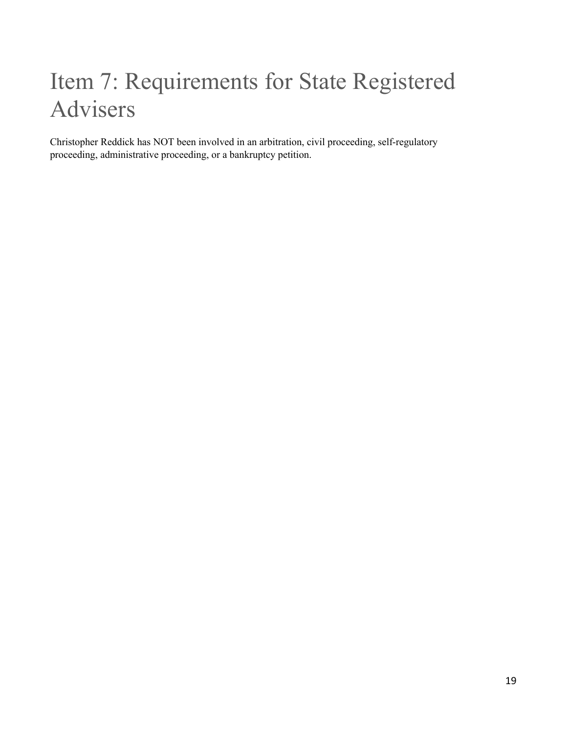# Item 7: Requirements for State Registered Advisers

Christopher Reddick has NOT been involved in an arbitration, civil proceeding, self-regulatory proceeding, administrative proceeding, or a bankruptcy petition.